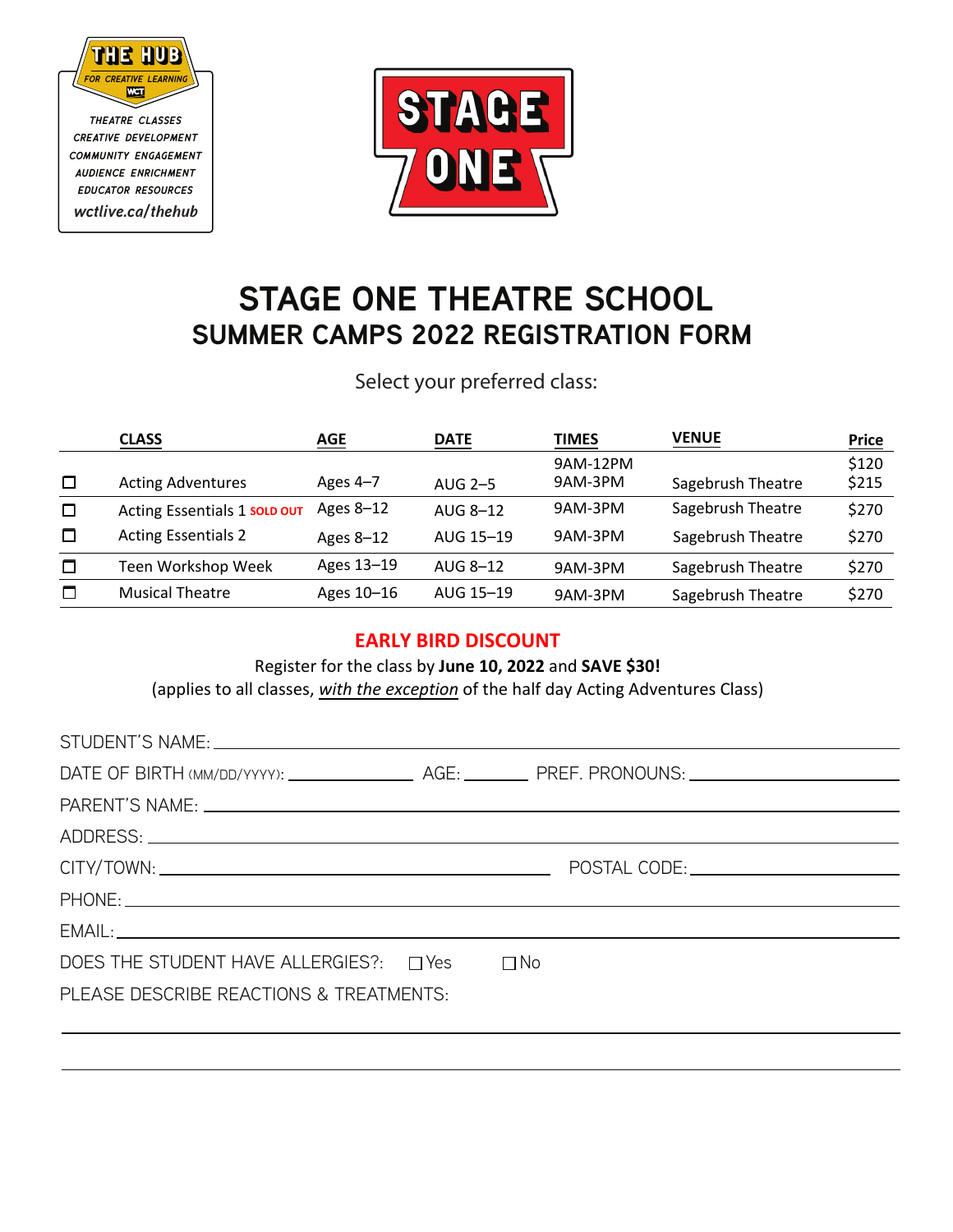THE HUB
FOR CREATIVE LEARNING
WCT

THEATRE CLASSES
CREATIVE DEVELOPMENT
COMMUNITY ENGAGEMENT
AUDIENCE ENRICHMENT
EDUCATOR RESOURCES
wctlive.ca/thehub

STAGE ONE

# STAGE ONE THEATRE SCHOOL
## SUMMER CAMPS 2022 REGISTRATION FORM

Select your preferred class:

| | CLASS | AGE | DATE | TIMES | VENUE | Price |
|---|---|---|---|---|---|---|
| ☐ | Acting Adventures | Ages 4–7 | AUG 2–5 | 9AM-12PM<br>9AM-3PM | Sagebrush Theatre | $120<br>$215 |
| ☐ | Acting Essentials 1 **SOLD OUT** | Ages 8–12 | AUG 8–12 | 9AM-3PM | Sagebrush Theatre | $270 |
| ☐ | Acting Essentials 2 | Ages 8–12 | AUG 15–19 | 9AM-3PM | Sagebrush Theatre | $270 |
| ☐ | Teen Workshop Week | Ages 13–19 | AUG 8–12 | 9AM-3PM | Sagebrush Theatre | $270 |
| ☐ | Musical Theatre | Ages 10–16 | AUG 15–19 | 9AM-3PM | Sagebrush Theatre | $270 |

### EARLY BIRD DISCOUNT

Register for the class by **June 10, 2022** and **SAVE $30!**
(applies to all classes, *with the exception* of the half day Acting Adventures Class)

STUDENT'S NAME: ______________________________

DATE OF BIRTH (MM/DD/YYYY): ______________ AGE: ________ PREF. PRONOUNS: ______________

PARENT'S NAME: ______________________________

ADDRESS: ______________________________

CITY/TOWN: ______________________ POSTAL CODE: ______________

PHONE: ______________________________

EMAIL: ______________________________

DOES THE STUDENT HAVE ALLERGIES?: ☐ Yes ☐ No

PLEASE DESCRIBE REACTIONS & TREATMENTS:

______________________________

______________________________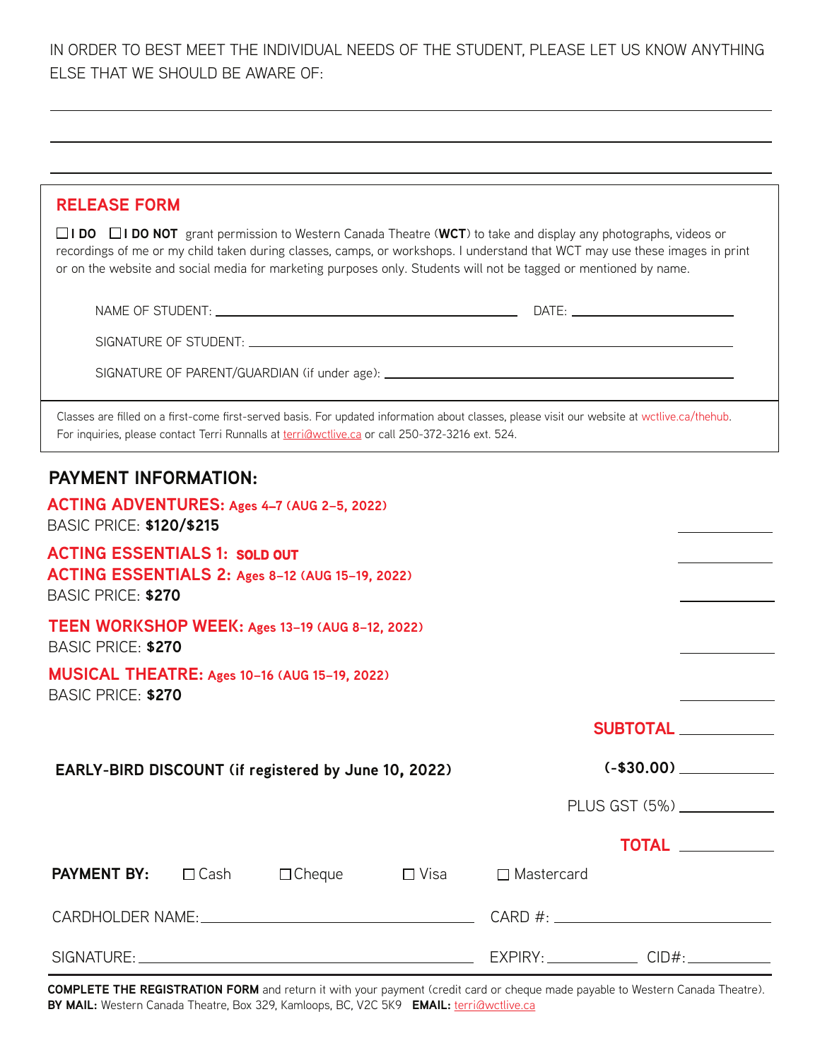IN ORDER TO BEST MEET THE INDIVIDUAL NEEDS OF THE STUDENT, PLEASE LET US KNOW ANYTHING ELSE THAT WE SHOULD BE AWARE OF:

______________________________________________________________________

______________________________________________________________________

______________________________________________________________________

## RELEASE FORM

☐ **I DO** ☐ **I DO NOT** grant permission to Western Canada Theatre (**WCT**) to take and display any photographs, videos or recordings of me or my child taken during classes, camps, or workshops. I understand that WCT may use these images in print or on the website and social media for marketing purposes only. Students will not be tagged or mentioned by name.

NAME OF STUDENT: ______________________________ DATE: ________________

SIGNATURE OF STUDENT: ______________________________________________

SIGNATURE OF PARENT/GUARDIAN (if under age): ______________________________

Classes are filled on a first-come first-served basis. For updated information about classes, please visit our website at wctlive.ca/thehub. For inquiries, please contact Terri Runnalls at terri@wctlive.ca or call 250-372-3216 ext. 524.

## PAYMENT INFORMATION:

**ACTING ADVENTURES:** Ages 4–7 (AUG 2–5, 2022)
BASIC PRICE: **$120/$215** ____________

**ACTING ESSENTIALS 1:** SOLD OUT ____________
**ACTING ESSENTIALS 2:** Ages 8–12 (AUG 15–19, 2022)
BASIC PRICE: **$270** ____________

**TEEN WORKSHOP WEEK:** Ages 13–19 (AUG 8–12, 2022)
BASIC PRICE: **$270** ____________

**MUSICAL THEATRE:** Ages 10–16 (AUG 15–19, 2022)
BASIC PRICE: **$270** ____________

**SUBTOTAL** ____________

**EARLY-BIRD DISCOUNT (if registered by June 10, 2022)** **(-$30.00)** ____________

PLUS GST (5%) ____________

**TOTAL** ____________

**PAYMENT BY:** ☐ Cash ☐ Cheque ☐ Visa ☐ Mastercard

CARDHOLDER NAME: ______________________ CARD #: ______________________

SIGNATURE: ______________________ EXPIRY: __________ CID#: __________

**COMPLETE THE REGISTRATION FORM** and return it with your payment (credit card or cheque made payable to Western Canada Theatre).
**BY MAIL:** Western Canada Theatre, Box 329, Kamloops, BC, V2C 5K9 **EMAIL:** terri@wctlive.ca